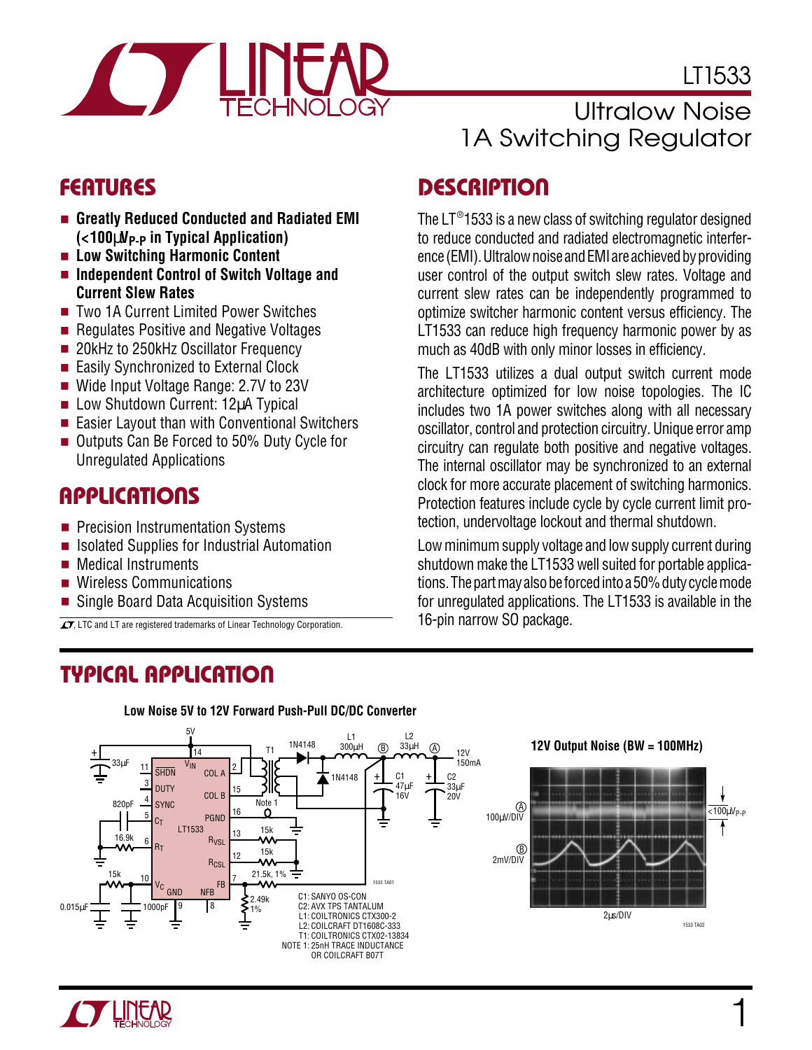# LT1533

## Ultralow Noise 1A Switching Regulator

## FEATURES

- **Greatly Reduced Conducted and Radiated EMI (<100µ$V_{P-P}$ in Typical Application)**
- **Low Switching Harmonic Content**
- **Independent Control of Switch Voltage and Current Slew Rates**
- Two 1A Current Limited Power Switches
- Regulates Positive and Negative Voltages
- 20kHz to 250kHz Oscillator Frequency
- Easily Synchronized to External Clock
- Wide Input Voltage Range: 2.7V to 23V
- Low Shutdown Current: 12µA Typical
- Easier Layout than with Conventional Switchers
- Outputs Can Be Forced to 50% Duty Cycle for Unregulated Applications

## APPLICATIONS

- Precision Instrumentation Systems
- Isolated Supplies for Industrial Automation
- Medical Instruments
- Wireless Communications
- Single Board Data Acquisition Systems

LTC and LT are registered trademarks of Linear Technology Corporation.

## DESCRIPTION

The LT®1533 is a new class of switching regulator designed to reduce conducted and radiated electromagnetic interference (EMI). Ultralow noise and EMI are achieved by providing user control of the output switch slew rates. Voltage and current slew rates can be independently programmed to optimize switcher harmonic content versus efficiency. The LT1533 can reduce high frequency harmonic power by as much as 40dB with only minor losses in efficiency.

The LT1533 utilizes a dual output switch current mode architecture optimized for low noise topologies. The IC includes two 1A power switches along with all necessary oscillator, control and protection circuitry. Unique error amp circuitry can regulate both positive and negative voltages. The internal oscillator may be synchronized to an external clock for more accurate placement of switching harmonics. Protection features include cycle by cycle current limit protection, undervoltage lockout and thermal shutdown.

Low minimum supply voltage and low supply current during shutdown make the LT1533 well suited for portable applications. The part may also be forced into a 50% duty cycle mode for unregulated applications. The LT1533 is available in the 16-pin narrow SO package.

## TYPICAL APPLICATION

**Low Noise 5V to 12V Forward Push-Pull DC/DC Converter**

C1: SANYO OS-CON
C2: AVX TPS TANTALUM
L1: COILTRONICS CTX300-2
L2: COILCRAFT DT1608C-333
T1: COILTRONICS CTX02-13834
NOTE 1: 25nH TRACE INDUCTANCE OR COILCRAFT B07T

**12V Output Noise (BW = 100MHz)**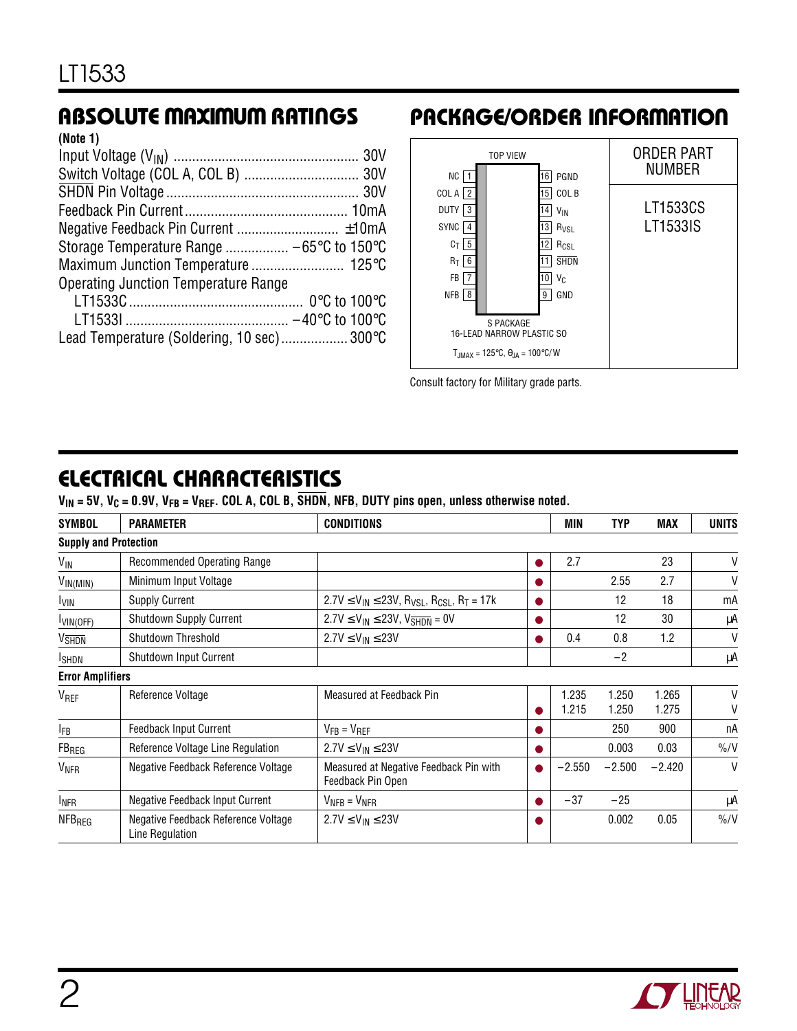## ABSOLUTE MAXIMUM RATINGS

**(Note 1)**

Input Voltage ($V_{IN}$) ..................................................... 30V
Switch Voltage (COL A, COL B) ................................ 30V
$\overline{SHDN}$ Pin Voltage ..................................................... 30V
Feedback Pin Current ............................................ 10mA
Negative Feedback Pin Current ............................ ±10mA
Storage Temperature Range ................. −65°C to 150°C
Maximum Junction Temperature ......................... 125°C
Operating Junction Temperature Range
  LT1533C ................................................ 0°C to 100°C
  LT1533I ........................................... −40°C to 100°C
Lead Temperature (Soldering, 10 sec) .................. 300°C

## PACKAGE/ORDER INFORMATION

TOP VIEW

| Pin | Name | Pin | Name |
|---|---|---|---|
| 1 | NC | 16 | PGND |
| 2 | COL A | 15 | COL B |
| 3 | DUTY | 14 | $V_{IN}$ |
| 4 | SYNC | 13 | $R_{VSL}$ |
| 5 | $C_T$ | 12 | $R_{CSL}$ |
| 6 | $R_T$ | 11 | $\overline{SHDN}$ |
| 7 | FB | 10 | $V_C$ |
| 8 | NFB | 9 | GND |

S PACKAGE
16-LEAD NARROW PLASTIC SO

$T_{JMAX} = 125°C$, $\theta_{JA} = 100°C/W$

| ORDER PART NUMBER |
|---|
| LT1533CS |
| LT1533IS |

Consult factory for Military grade parts.

## ELECTRICAL CHARACTERISTICS

**$V_{IN}$ = 5V, $V_C$ = 0.9V, $V_{FB}$ = $V_{REF}$. COL A, COL B, $\overline{SHDN}$, NFB, DUTY pins open, unless otherwise noted.**

| SYMBOL | PARAMETER | CONDITIONS | | MIN | TYP | MAX | UNITS |
|---|---|---|---|---|---|---|---|
| **Supply and Protection** | | | | | | | |
| $V_{IN}$ | Recommended Operating Range | | ● | 2.7 | | 23 | V |
| $V_{IN(MIN)}$ | Minimum Input Voltage | | ● | | 2.55 | 2.7 | V |
| $I_{VIN}$ | Supply Current | $2.7V \le V_{IN} \le 23V$, $R_{VSL}$, $R_{CSL}$, $R_T$ = 17k | ● | | 12 | 18 | mA |
| $I_{VIN(OFF)}$ | Shutdown Supply Current | $2.7V \le V_{IN} \le 23V$, $V_{\overline{SHDN}} = 0V$ | ● | | 12 | 30 | μA |
| $V_{\overline{SHDN}}$ | Shutdown Threshold | $2.7V \le V_{IN} \le 23V$ | ● | 0.4 | 0.8 | 1.2 | V |
| $I_{SHDN}$ | Shutdown Input Current | | | | −2 | | μA |
| **Error Amplifiers** | | | | | | | |
| $V_{REF}$ | Reference Voltage | Measured at Feedback Pin | <br>● | 1.235<br>1.215 | 1.250<br>1.250 | 1.265<br>1.275 | V<br>V |
| $I_{FB}$ | Feedback Input Current | $V_{FB} = V_{REF}$ | ● | | 250 | 900 | nA |
| $FB_{REG}$ | Reference Voltage Line Regulation | $2.7V \le V_{IN} \le 23V$ | ● | | 0.003 | 0.03 | %/V |
| $V_{NFR}$ | Negative Feedback Reference Voltage | Measured at Negative Feedback Pin with Feedback Pin Open | ● | −2.550 | −2.500 | −2.420 | V |
| $I_{NFR}$ | Negative Feedback Input Current | $V_{NFB} = V_{NFR}$ | ● | −37 | −25 | | μA |
| $NFB_{REG}$ | Negative Feedback Reference Voltage Line Regulation | $2.7V \le V_{IN} \le 23V$ | ● | | 0.002 | 0.05 | %/V |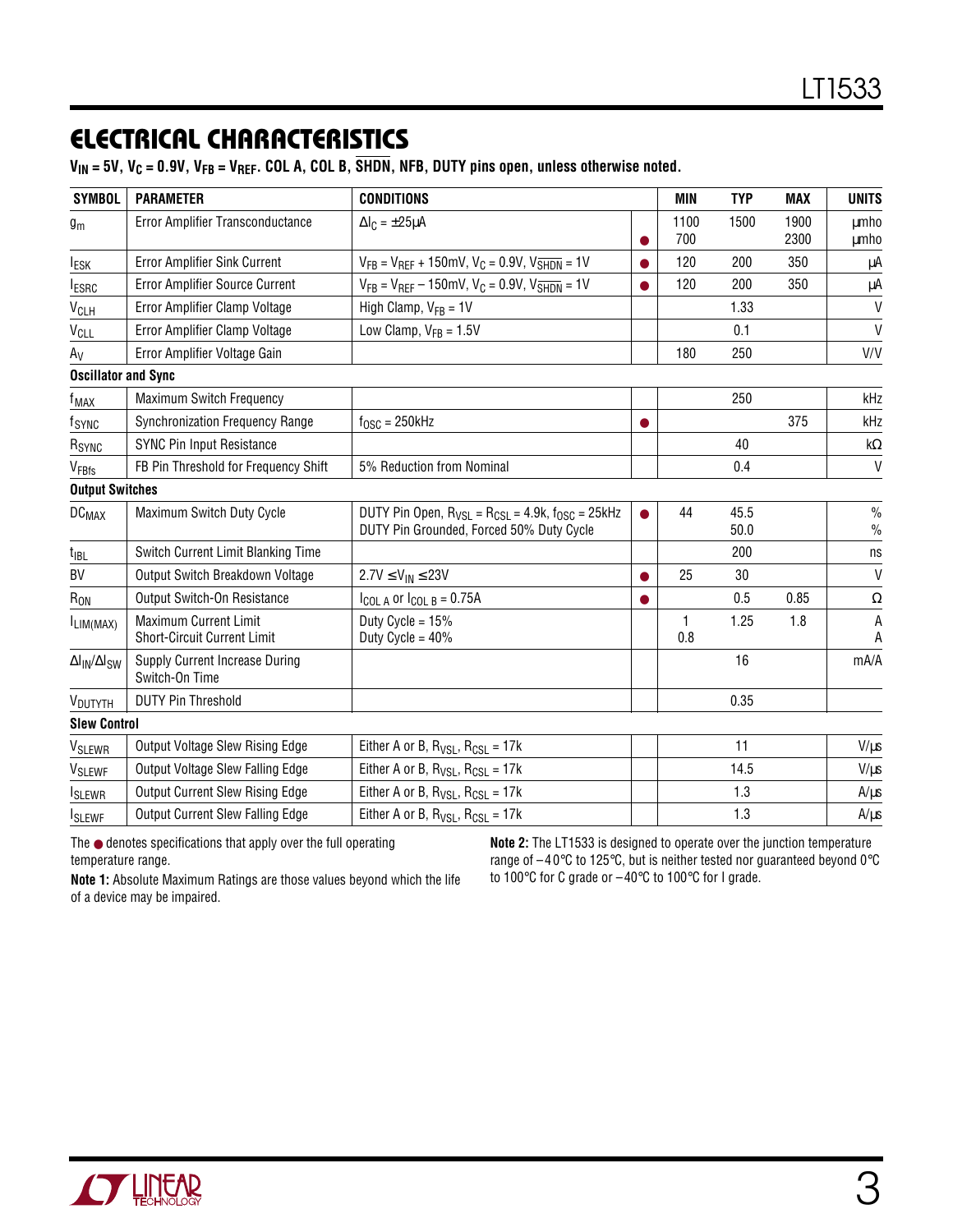## ELECTRICAL CHARACTERISTICS

**$V_{IN}$ = 5V, $V_C$ = 0.9V, $V_{FB}$ = $V_{REF}$. COL A, COL B, $\overline{SHDN}$, NFB, DUTY pins open, unless otherwise noted.**

| SYMBOL | PARAMETER | CONDITIONS | | MIN | TYP | MAX | UNITS |
|---|---|---|---|---|---|---|---|
| $g_m$ | Error Amplifier Transconductance | $\Delta I_C$ = ±25μA | <br>● | 1100<br>700 | 1500 | 1900<br>2300 | μmho<br>μmho |
| $I_{ESK}$ | Error Amplifier Sink Current | $V_{FB}$ = $V_{REF}$ + 150mV, $V_C$ = 0.9V, $V_{\overline{SHDN}}$ = 1V | ● | 120 | 200 | 350 | μA |
| $I_{ESRC}$ | Error Amplifier Source Current | $V_{FB}$ = $V_{REF}$ – 150mV, $V_C$ = 0.9V, $V_{\overline{SHDN}}$ = 1V | ● | 120 | 200 | 350 | μA |
| $V_{CLH}$ | Error Amplifier Clamp Voltage | High Clamp, $V_{FB}$ = 1V | | | 1.33 | | V |
| $V_{CLL}$ | Error Amplifier Clamp Voltage | Low Clamp, $V_{FB}$ = 1.5V | | | 0.1 | | V |
| $A_V$ | Error Amplifier Voltage Gain | | | 180 | 250 | | V/V |
| **Oscillator and Sync** | | | | | | | |
| $f_{MAX}$ | Maximum Switch Frequency | | | | 250 | | kHz |
| $f_{SYNC}$ | Synchronization Frequency Range | $f_{OSC}$ = 250kHz | ● | | | 375 | kHz |
| $R_{SYNC}$ | SYNC Pin Input Resistance | | | | 40 | | kΩ |
| $V_{FBfs}$ | FB Pin Threshold for Frequency Shift | 5% Reduction from Nominal | | | 0.4 | | V |
| **Output Switches** | | | | | | | |
| $DC_{MAX}$ | Maximum Switch Duty Cycle | DUTY Pin Open, $R_{VSL}$ = $R_{CSL}$ = 4.9k, $f_{OSC}$ = 25kHz<br>DUTY Pin Grounded, Forced 50% Duty Cycle | ● | 44 | 45.5<br>50.0 | | %<br>% |
| $t_{IBL}$ | Switch Current Limit Blanking Time | | | | 200 | | ns |
| BV | Output Switch Breakdown Voltage | 2.7V ≤ $V_{IN}$ ≤ 23V | ● | 25 | 30 | | V |
| $R_{ON}$ | Output Switch-On Resistance | $I_{COL\ A}$ or $I_{COL\ B}$ = 0.75A | ● | | 0.5 | 0.85 | Ω |
| $I_{LIM(MAX)}$ | Maximum Current Limit<br>Short-Circuit Current Limit | Duty Cycle = 15%<br>Duty Cycle = 40% | | 1<br>0.8 | 1.25 | 1.8 | A<br>A |
| $\Delta I_{IN}/\Delta I_{SW}$ | Supply Current Increase During Switch-On Time | | | | 16 | | mA/A |
| $V_{DUTYTH}$ | DUTY Pin Threshold | | | | 0.35 | | |
| **Slew Control** | | | | | | | |
| $V_{SLEWR}$ | Output Voltage Slew Rising Edge | Either A or B, $R_{VSL}$, $R_{CSL}$ = 17k | | | 11 | | V/μs |
| $V_{SLEWF}$ | Output Voltage Slew Falling Edge | Either A or B, $R_{VSL}$, $R_{CSL}$ = 17k | | | 14.5 | | V/μs |
| $I_{SLEWR}$ | Output Current Slew Rising Edge | Either A or B, $R_{VSL}$, $R_{CSL}$ = 17k | | | 1.3 | | A/μs |
| $I_{SLEWF}$ | Output Current Slew Falling Edge | Either A or B, $R_{VSL}$, $R_{CSL}$ = 17k | | | 1.3 | | A/μs |

The ● denotes specifications that apply over the full operating temperature range.

**Note 1:** Absolute Maximum Ratings are those values beyond which the life of a device may be impaired.

**Note 2:** The LT1533 is designed to operate over the junction temperature range of –40°C to 125°C, but is neither tested nor guaranteed beyond 0°C to 100°C for C grade or –40°C to 100°C for I grade.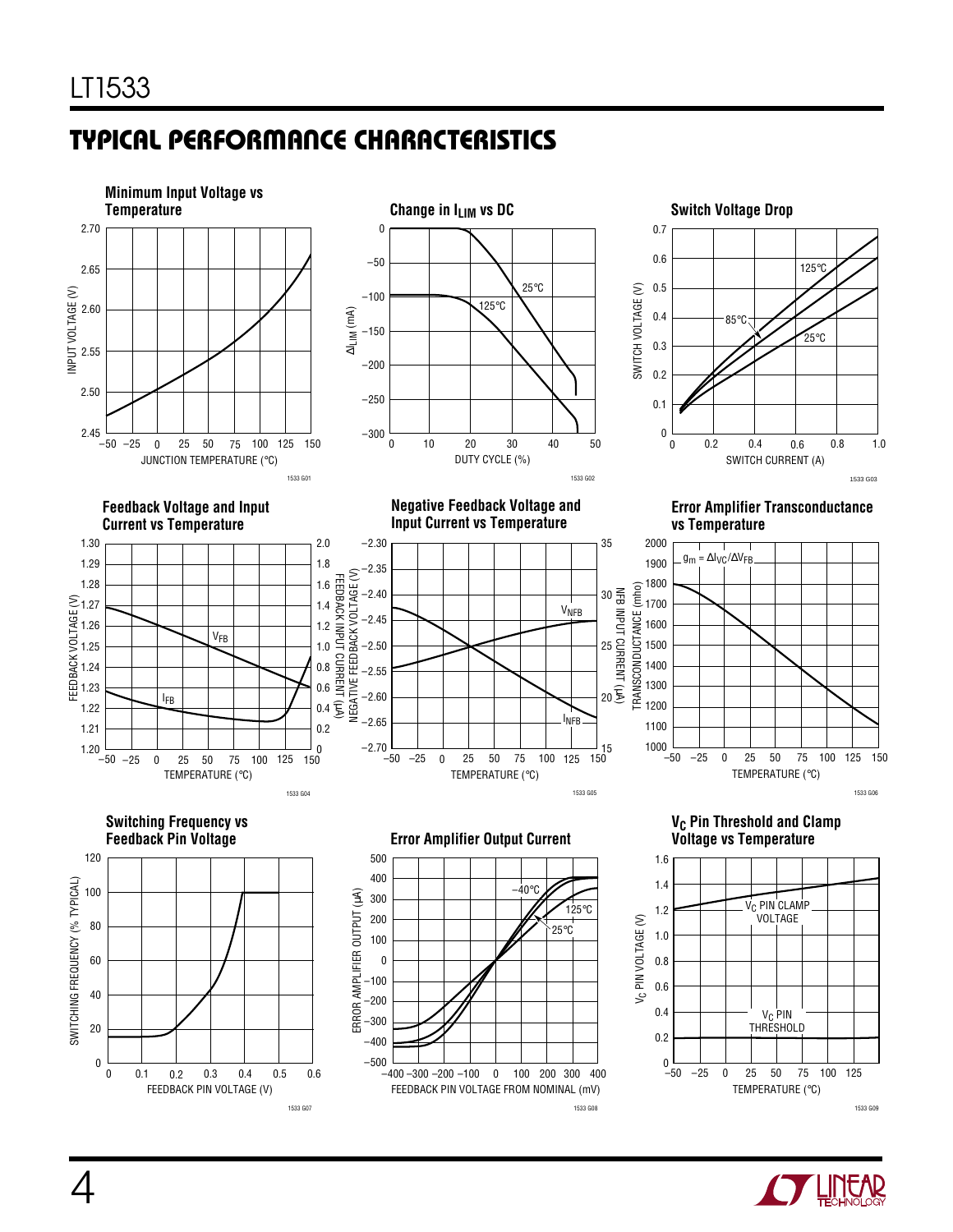## TYPICAL PERFORMANCE CHARACTERISTICS

**Minimum Input Voltage vs Temperature**

INPUT VOLTAGE (V) vs JUNCTION TEMPERATURE (°C)

1533 G01

**Change in $I_{LIM}$ vs DC**

$\Delta I_{LIM}$ (mA) vs DUTY CYCLE (%)

25°C, 125°C

1533 G02

**Switch Voltage Drop**

SWITCH VOLTAGE (V) vs SWITCH CURRENT (A)

125°C, 85°C, 25°C

1533 G03

**Feedback Voltage and Input Current vs Temperature**

FEEDBACK VOLTAGE (V), FEEDBACK INPUT CURRENT (µA) vs TEMPERATURE (°C)

$V_{FB}$, $I_{FB}$

1533 G04

**Negative Feedback Voltage and Input Current vs Temperature**

NEGATIVE FEEDBACK VOLTAGE (V), NFB INPUT CURRENT (µA) vs TEMPERATURE (°C)

$V_{NFB}$, $I_{NFB}$

1533 G05

**Error Amplifier Transconductance vs Temperature**

TRANSCONDUCTANCE (mho) vs TEMPERATURE (°C)

$g_m = \Delta I_{VC}/\Delta V_{FB}$

1533 G06

**Switching Frequency vs Feedback Pin Voltage**

SWITCHING FREQUENCY (% TYPICAL) vs FEEDBACK PIN VOLTAGE (V)

1533 G07

**Error Amplifier Output Current**

ERROR AMPLIFIER OUTPUT (µA) vs FEEDBACK PIN VOLTAGE FROM NOMINAL (mV)

–40°C, 125°C, 25°C

1533 G08

**$V_C$ Pin Threshold and Clamp Voltage vs Temperature**

$V_C$ PIN VOLTAGE (V) vs TEMPERATURE (°C)

$V_C$ PIN CLAMP VOLTAGE, $V_C$ PIN THRESHOLD

1533 G09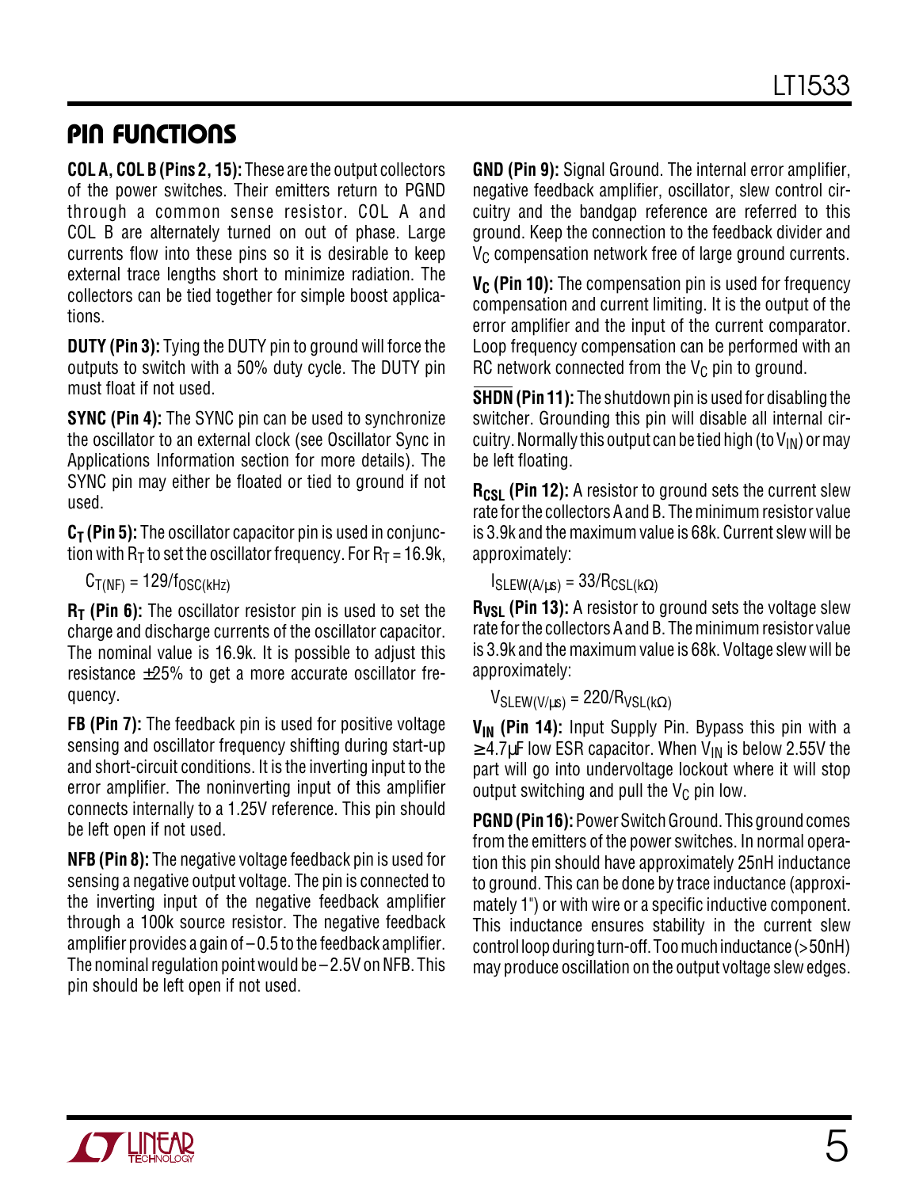## PIN FUNCTIONS

**COL A, COL B (Pins 2, 15):** These are the output collectors of the power switches. Their emitters return to PGND through a common sense resistor. COL A and COL B are alternately turned on out of phase. Large currents flow into these pins so it is desirable to keep external trace lengths short to minimize radiation. The collectors can be tied together for simple boost applications.

**DUTY (Pin 3):** Tying the DUTY pin to ground will force the outputs to switch with a 50% duty cycle. The DUTY pin must float if not used.

**SYNC (Pin 4):** The SYNC pin can be used to synchronize the oscillator to an external clock (see Oscillator Sync in Applications Information section for more details). The SYNC pin may either be floated or tied to ground if not used.

**$C_T$ (Pin 5):** The oscillator capacitor pin is used in conjunction with $R_T$ to set the oscillator frequency. For $R_T$ = 16.9k,

$$C_{T(NF)} = 129/f_{OSC(kHz)}$$

**$R_T$ (Pin 6):** The oscillator resistor pin is used to set the charge and discharge currents of the oscillator capacitor. The nominal value is 16.9k. It is possible to adjust this resistance ±25% to get a more accurate oscillator frequency.

**FB (Pin 7):** The feedback pin is used for positive voltage sensing and oscillator frequency shifting during start-up and short-circuit conditions. It is the inverting input to the error amplifier. The noninverting input of this amplifier connects internally to a 1.25V reference. This pin should be left open if not used.

**NFB (Pin 8):** The negative voltage feedback pin is used for sensing a negative output voltage. The pin is connected to the inverting input of the negative feedback amplifier through a 100k source resistor. The negative feedback amplifier provides a gain of –0.5 to the feedback amplifier. The nominal regulation point would be –2.5V on NFB. This pin should be left open if not used.

**GND (Pin 9):** Signal Ground. The internal error amplifier, negative feedback amplifier, oscillator, slew control circuitry and the bandgap reference are referred to this ground. Keep the connection to the feedback divider and $V_C$ compensation network free of large ground currents.

**$V_C$ (Pin 10):** The compensation pin is used for frequency compensation and current limiting. It is the output of the error amplifier and the input of the current comparator. Loop frequency compensation can be performed with an RC network connected from the $V_C$ pin to ground.

**$\overline{SHDN}$ (Pin 11):** The shutdown pin is used for disabling the switcher. Grounding this pin will disable all internal circuitry. Normally this output can be tied high (to $V_{IN}$) or may be left floating.

**$R_{CSL}$ (Pin 12):** A resistor to ground sets the current slew rate for the collectors A and B. The minimum resistor value is 3.9k and the maximum value is 68k. Current slew will be approximately:

$$I_{SLEW(A/\mu s)} = 33/R_{CSL(k\Omega)}$$

**$R_{VSL}$ (Pin 13):** A resistor to ground sets the voltage slew rate for the collectors A and B. The minimum resistor value is 3.9k and the maximum value is 68k. Voltage slew will be approximately:

$$V_{SLEW(V/\mu s)} = 220/R_{VSL(k\Omega)}$$

**$V_{IN}$ (Pin 14):** Input Supply Pin. Bypass this pin with a ≥4.7µF low ESR capacitor. When $V_{IN}$ is below 2.55V the part will go into undervoltage lockout where it will stop output switching and pull the $V_C$ pin low.

**PGND (Pin 16):** Power Switch Ground. This ground comes from the emitters of the power switches. In normal operation this pin should have approximately 25nH inductance to ground. This can be done by trace inductance (approximately 1") or with wire or a specific inductive component. This inductance ensures stability in the current slew control loop during turn-off. Too much inductance (>50nH) may produce oscillation on the output voltage slew edges.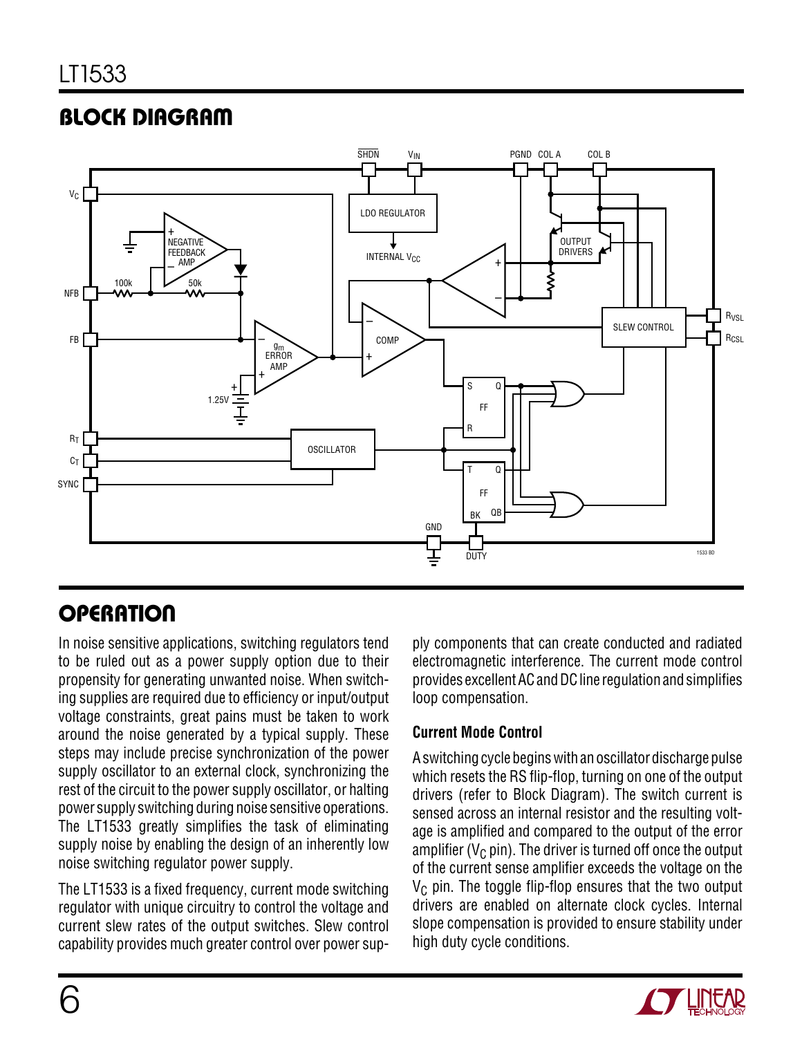## BLOCK DIAGRAM

## OPERATION

In noise sensitive applications, switching regulators tend to be ruled out as a power supply option due to their propensity for generating unwanted noise. When switching supplies are required due to efficiency or input/output voltage constraints, great pains must be taken to work around the noise generated by a typical supply. These steps may include precise synchronization of the power supply oscillator to an external clock, synchronizing the rest of the circuit to the power supply oscillator, or halting power supply switching during noise sensitive operations. The LT1533 greatly simplifies the task of eliminating supply noise by enabling the design of an inherently low noise switching regulator power supply.

The LT1533 is a fixed frequency, current mode switching regulator with unique circuitry to control the voltage and current slew rates of the output switches. Slew control capability provides much greater control over power supply components that can create conducted and radiated electromagnetic interference. The current mode control provides excellent AC and DC line regulation and simplifies loop compensation.

### Current Mode Control

A switching cycle begins with an oscillator discharge pulse which resets the RS flip-flop, turning on one of the output drivers (refer to Block Diagram). The switch current is sensed across an internal resistor and the resulting voltage is amplified and compared to the output of the error amplifier ($V_C$ pin). The driver is turned off once the output of the current sense amplifier exceeds the voltage on the $V_C$ pin. The toggle flip-flop ensures that the two output drivers are enabled on alternate clock cycles. Internal slope compensation is provided to ensure stability under high duty cycle conditions.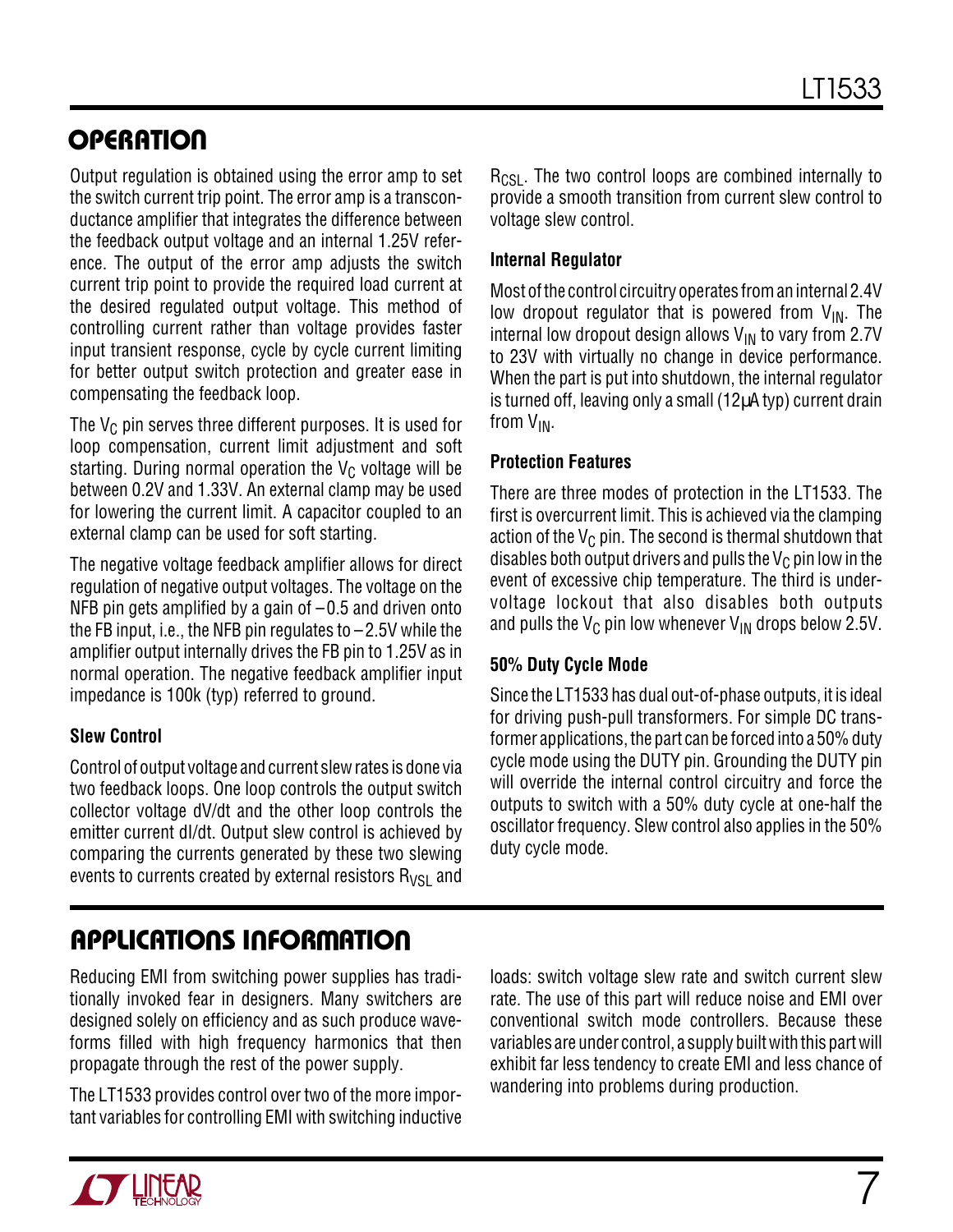## OPERATION

Output regulation is obtained using the error amp to set the switch current trip point. The error amp is a transconductance amplifier that integrates the difference between the feedback output voltage and an internal 1.25V reference. The output of the error amp adjusts the switch current trip point to provide the required load current at the desired regulated output voltage. This method of controlling current rather than voltage provides faster input transient response, cycle by cycle current limiting for better output switch protection and greater ease in compensating the feedback loop.

The $V_C$ pin serves three different purposes. It is used for loop compensation, current limit adjustment and soft starting. During normal operation the $V_C$ voltage will be between 0.2V and 1.33V. An external clamp may be used for lowering the current limit. A capacitor coupled to an external clamp can be used for soft starting.

The negative voltage feedback amplifier allows for direct regulation of negative output voltages. The voltage on the NFB pin gets amplified by a gain of –0.5 and driven onto the FB input, i.e., the NFB pin regulates to –2.5V while the amplifier output internally drives the FB pin to 1.25V as in normal operation. The negative feedback amplifier input impedance is 100k (typ) referred to ground.

### Slew Control

Control of output voltage and current slew rates is done via two feedback loops. One loop controls the output switch collector voltage dV/dt and the other loop controls the emitter current dI/dt. Output slew control is achieved by comparing the currents generated by these two slewing events to currents created by external resistors $R_{VSL}$ and $R_{CSL}$. The two control loops are combined internally to provide a smooth transition from current slew control to voltage slew control.

### Internal Regulator

Most of the control circuitry operates from an internal 2.4V low dropout regulator that is powered from $V_{IN}$. The internal low dropout design allows $V_{IN}$ to vary from 2.7V to 23V with virtually no change in device performance. When the part is put into shutdown, the internal regulator is turned off, leaving only a small (12µA typ) current drain from $V_{IN}$.

### Protection Features

There are three modes of protection in the LT1533. The first is overcurrent limit. This is achieved via the clamping action of the $V_C$ pin. The second is thermal shutdown that disables both output drivers and pulls the $V_C$ pin low in the event of excessive chip temperature. The third is undervoltage lockout that also disables both outputs and pulls the $V_C$ pin low whenever $V_{IN}$ drops below 2.5V.

### 50% Duty Cycle Mode

Since the LT1533 has dual out-of-phase outputs, it is ideal for driving push-pull transformers. For simple DC transformer applications, the part can be forced into a 50% duty cycle mode using the DUTY pin. Grounding the DUTY pin will override the internal control circuitry and force the outputs to switch with a 50% duty cycle at one-half the oscillator frequency. Slew control also applies in the 50% duty cycle mode.

## APPLICATIONS INFORMATION

Reducing EMI from switching power supplies has traditionally invoked fear in designers. Many switchers are designed solely on efficiency and as such produce waveforms filled with high frequency harmonics that then propagate through the rest of the power supply.

The LT1533 provides control over two of the more important variables for controlling EMI with switching inductive loads: switch voltage slew rate and switch current slew rate. The use of this part will reduce noise and EMI over conventional switch mode controllers. Because these variables are under control, a supply built with this part will exhibit far less tendency to create EMI and less chance of wandering into problems during production.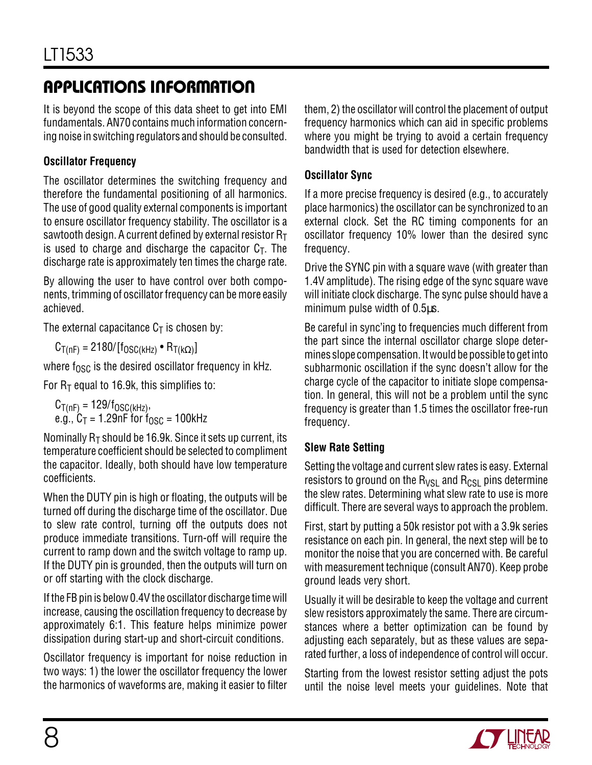## APPLICATIONS INFORMATION

It is beyond the scope of this data sheet to get into EMI fundamentals. AN70 contains much information concerning noise in switching regulators and should be consulted.

### Oscillator Frequency

The oscillator determines the switching frequency and therefore the fundamental positioning of all harmonics. The use of good quality external components is important to ensure oscillator frequency stability. The oscillator is a sawtooth design. A current defined by external resistor $R_T$ is used to charge and discharge the capacitor $C_T$. The discharge rate is approximately ten times the charge rate.

By allowing the user to have control over both components, trimming of oscillator frequency can be more easily achieved.

The external capacitance $C_T$ is chosen by:

$$C_{T(nF)} = 2180/[f_{OSC(kHz)} \bullet R_{T(k\Omega)}]$$

where $f_{OSC}$ is the desired oscillator frequency in kHz.

For $R_T$ equal to 16.9k, this simplifies to:

$$C_{T(nF)} = 129/f_{OSC(kHz)},$$

e.g., $C_T$ = 1.29nF for $f_{OSC}$ = 100kHz

Nominally $R_T$ should be 16.9k. Since it sets up current, its temperature coefficient should be selected to compliment the capacitor. Ideally, both should have low temperature coefficients.

When the DUTY pin is high or floating, the outputs will be turned off during the discharge time of the oscillator. Due to slew rate control, turning off the outputs does not produce immediate transitions. Turn-off will require the current to ramp down and the switch voltage to ramp up. If the DUTY pin is grounded, then the outputs will turn on or off starting with the clock discharge.

If the FB pin is below 0.4V the oscillator discharge time will increase, causing the oscillation frequency to decrease by approximately 6:1. This feature helps minimize power dissipation during start-up and short-circuit conditions.

Oscillator frequency is important for noise reduction in two ways: 1) the lower the oscillator frequency the lower the harmonics of waveforms are, making it easier to filter them, 2) the oscillator will control the placement of output frequency harmonics which can aid in specific problems where you might be trying to avoid a certain frequency bandwidth that is used for detection elsewhere.

### Oscillator Sync

If a more precise frequency is desired (e.g., to accurately place harmonics) the oscillator can be synchronized to an external clock. Set the RC timing components for an oscillator frequency 10% lower than the desired sync frequency.

Drive the SYNC pin with a square wave (with greater than 1.4V amplitude). The rising edge of the sync square wave will initiate clock discharge. The sync pulse should have a minimum pulse width of 0.5µs.

Be careful in sync'ing to frequencies much different from the part since the internal oscillator charge slope determines slope compensation. It would be possible to get into subharmonic oscillation if the sync doesn't allow for the charge cycle of the capacitor to initiate slope compensation. In general, this will not be a problem until the sync frequency is greater than 1.5 times the oscillator free-run frequency.

### Slew Rate Setting

Setting the voltage and current slew rates is easy. External resistors to ground on the $R_{VSL}$ and $R_{CSL}$ pins determine the slew rates. Determining what slew rate to use is more difficult. There are several ways to approach the problem.

First, start by putting a 50k resistor pot with a 3.9k series resistance on each pin. In general, the next step will be to monitor the noise that you are concerned with. Be careful with measurement technique (consult AN70). Keep probe ground leads very short.

Usually it will be desirable to keep the voltage and current slew resistors approximately the same. There are circumstances where a better optimization can be found by adjusting each separately, but as these values are separated further, a loss of independence of control will occur.

Starting from the lowest resistor setting adjust the pots until the noise level meets your guidelines. Note that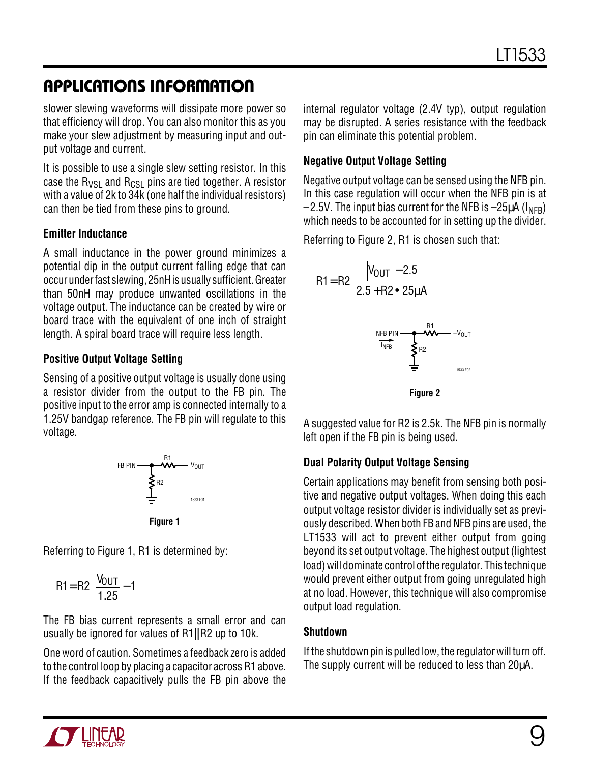## APPLICATIONS INFORMATION

slower slewing waveforms will dissipate more power so that efficiency will drop. You can also monitor this as you make your slew adjustment by measuring input and output voltage and current.

It is possible to use a single slew setting resistor. In this case the $R_{VSL}$ and $R_{CSL}$ pins are tied together. A resistor with a value of 2k to 34k (one half the individual resistors) can then be tied from these pins to ground.

### Emitter Inductance

A small inductance in the power ground minimizes a potential dip in the output current falling edge that can occur under fast slewing, 25nH is usually sufficient. Greater than 50nH may produce unwanted oscillations in the voltage output. The inductance can be created by wire or board trace with the equivalent of one inch of straight length. A spiral board trace will require less length.

### Positive Output Voltage Setting

Sensing of a positive output voltage is usually done using a resistor divider from the output to the FB pin. The positive input to the error amp is connected internally to a 1.25V bandgap reference. The FB pin will regulate to this voltage.

FB PIN — R1 — $V_{OUT}$; R2 to ground

Figure 1

Referring to Figure 1, R1 is determined by:

$$R1 = R2\left(\frac{V_{OUT}}{1.25} - 1\right)$$

The FB bias current represents a small error and can usually be ignored for values of R1‖R2 up to 10k.

One word of caution. Sometimes a feedback zero is added to the control loop by placing a capacitor across R1 above. If the feedback capacitively pulls the FB pin above the internal regulator voltage (2.4V typ), output regulation may be disrupted. A series resistance with the feedback pin can eliminate this potential problem.

### Negative Output Voltage Setting

Negative output voltage can be sensed using the NFB pin. In this case regulation will occur when the NFB pin is at –2.5V. The input bias current for the NFB is –25µA ($I_{NFB}$) which needs to be accounted for in setting up the divider.

Referring to Figure 2, R1 is chosen such that:

$$R1 = R2\left(\frac{|V_{OUT}| - 2.5}{2.5 + R2 \cdot 25\mu A}\right)$$

NFB PIN ($I_{NFB}$) — R1 — $-V_{OUT}$; R2 to ground

Figure 2

A suggested value for R2 is 2.5k. The NFB pin is normally left open if the FB pin is being used.

### Dual Polarity Output Voltage Sensing

Certain applications may benefit from sensing both positive and negative output voltages. When doing this each output voltage resistor divider is individually set as previously described. When both FB and NFB pins are used, the LT1533 will act to prevent either output from going beyond its set output voltage. The highest output (lightest load) will dominate control of the regulator. This technique would prevent either output from going unregulated high at no load. However, this technique will also compromise output load regulation.

### Shutdown

If the shutdown pin is pulled low, the regulator will turn off. The supply current will be reduced to less than 20µA.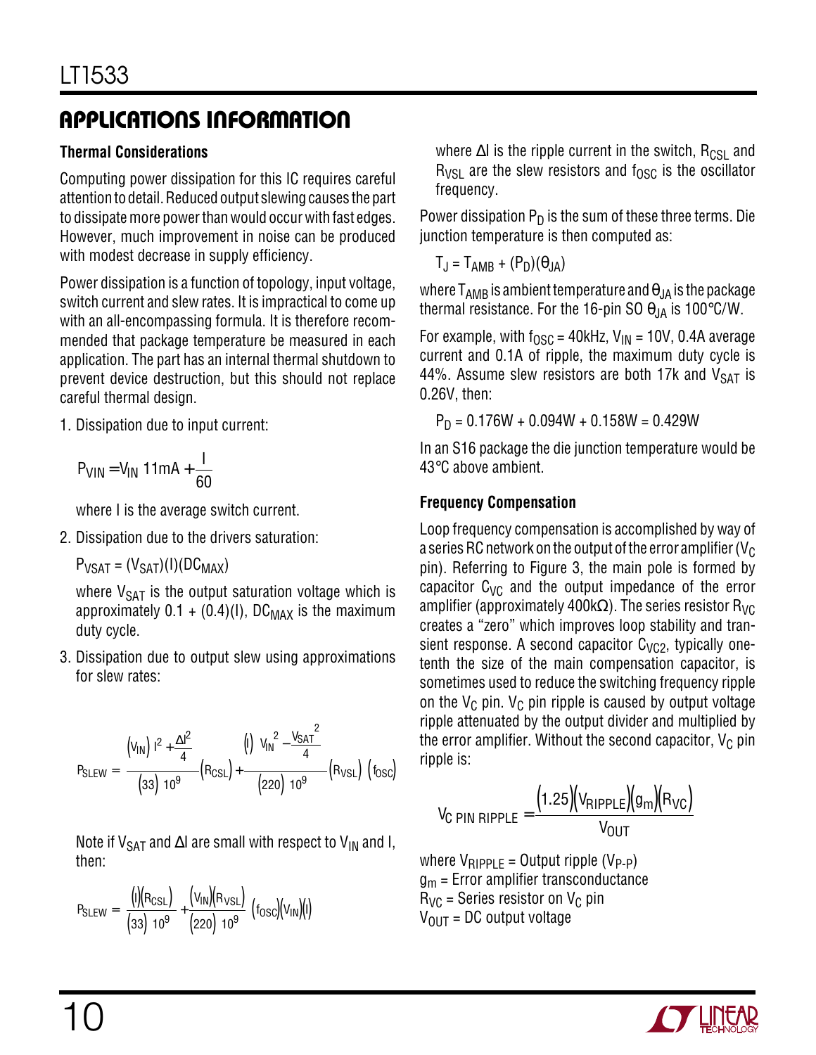## APPLICATIONS INFORMATION

### Thermal Considerations

Computing power dissipation for this IC requires careful attention to detail. Reduced output slewing causes the part to dissipate more power than would occur with fast edges. However, much improvement in noise can be produced with modest decrease in supply efficiency.

Power dissipation is a function of topology, input voltage, switch current and slew rates. It is impractical to come up with an all-encompassing formula. It is therefore recommended that package temperature be measured in each application. The part has an internal thermal shutdown to prevent device destruction, but this should not replace careful thermal design.

1. Dissipation due to input current:

$$P_{VIN} = V_{IN}\left(11mA + \frac{I}{60}\right)$$

   where I is the average switch current.

2. Dissipation due to the drivers saturation:

   $P_{VSAT} = (V_{SAT})(I)(DC_{MAX})$

   where $V_{SAT}$ is the output saturation voltage which is approximately $0.1 + (0.4)(I)$, $DC_{MAX}$ is the maximum duty cycle.

3. Dissipation due to output slew using approximations for slew rates:

$$P_{SLEW} = \left[\frac{(V_{IN})\left(I^2 + \frac{\Delta I^2}{4}\right)}{(33)\,10^9}(R_{CSL}) + \frac{(I)\left(V_{IN}^2 - \frac{V_{SAT}^2}{4}\right)}{(220)\,10^9}(R_{VSL})\right](f_{OSC})$$

   Note if $V_{SAT}$ and $\Delta I$ are small with respect to $V_{IN}$ and I, then:

$$P_{SLEW} = \left[\frac{(I)(R_{CSL})}{(33)\,10^9} + \frac{(V_{IN})(R_{VSL})}{(220)\,10^9}\right](f_{OSC})(V_{IN})(I)$$

   where $\Delta I$ is the ripple current in the switch, $R_{CSL}$ and $R_{VSL}$ are the slew resistors and $f_{OSC}$ is the oscillator frequency.

Power dissipation $P_D$ is the sum of these three terms. Die junction temperature is then computed as:

$T_J = T_{AMB} + (P_D)(\theta_{JA})$

where $T_{AMB}$ is ambient temperature and $\theta_{JA}$ is the package thermal resistance. For the 16-pin SO $\theta_{JA}$ is 100°C/W.

For example, with $f_{OSC}$ = 40kHz, $V_{IN}$ = 10V, 0.4A average current and 0.1A of ripple, the maximum duty cycle is 44%. Assume slew resistors are both 17k and $V_{SAT}$ is 0.26V, then:

$P_D = 0.176W + 0.094W + 0.158W = 0.429W$

In an S16 package the die junction temperature would be 43°C above ambient.

### Frequency Compensation

Loop frequency compensation is accomplished by way of a series RC network on the output of the error amplifier ($V_C$ pin). Referring to Figure 3, the main pole is formed by capacitor $C_{VC}$ and the output impedance of the error amplifier (approximately 400kΩ). The series resistor $R_{VC}$ creates a "zero" which improves loop stability and transient response. A second capacitor $C_{VC2}$, typically one-tenth the size of the main compensation capacitor, is sometimes used to reduce the switching frequency ripple on the $V_C$ pin. $V_C$ pin ripple is caused by output voltage ripple attenuated by the output divider and multiplied by the error amplifier. Without the second capacitor, $V_C$ pin ripple is:

$$V_{C\ PIN\ RIPPLE} = \frac{(1.25)(V_{RIPPLE})(g_m)(R_{VC})}{V_{OUT}}$$

where $V_{RIPPLE}$ = Output ripple ($V_{P-P}$)
$g_m$ = Error amplifier transconductance
$R_{VC}$ = Series resistor on $V_C$ pin
$V_{OUT}$ = DC output voltage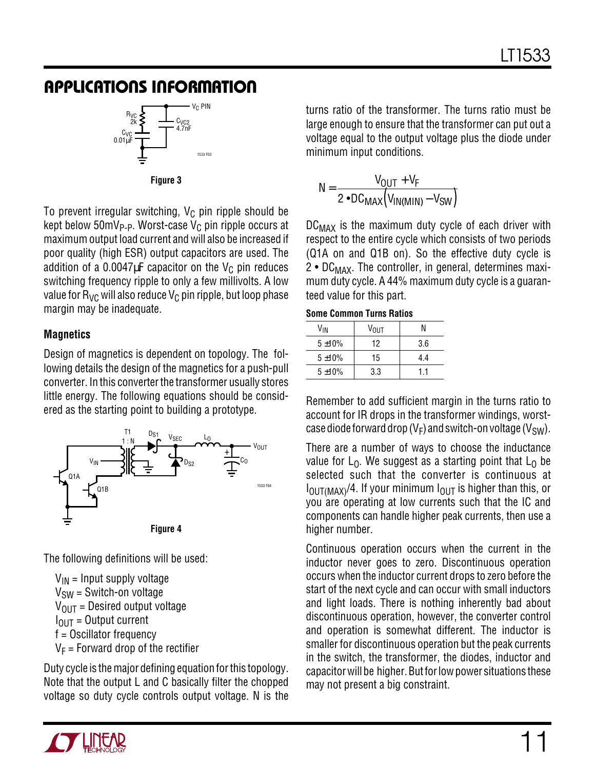## APPLICATIONS INFORMATION

Figure 3

To prevent irregular switching, $V_C$ pin ripple should be kept below $50mV_{P-P}$. Worst-case $V_C$ pin ripple occurs at maximum output load current and will also be increased if poor quality (high ESR) output capacitors are used. The addition of a 0.0047µF capacitor on the $V_C$ pin reduces switching frequency ripple to only a few millivolts. A low value for $R_{VC}$ will also reduce $V_C$ pin ripple, but loop phase margin may be inadequate.

### Magnetics

Design of magnetics is dependent on topology. The following details the design of the magnetics for a push-pull converter. In this converter the transformer usually stores little energy. The following equations should be considered as the starting point to building a prototype.

Figure 4

The following definitions will be used:

$V_{IN}$ = Input supply voltage
$V_{SW}$ = Switch-on voltage
$V_{OUT}$ = Desired output voltage
$I_{OUT}$ = Output current
f = Oscillator frequency
$V_F$ = Forward drop of the rectifier

Duty cycle is the major defining equation for this topology. Note that the output L and C basically filter the chopped voltage so duty cycle controls output voltage. N is the turns ratio of the transformer. The turns ratio must be large enough to ensure that the transformer can put out a voltage equal to the output voltage plus the diode under minimum input conditions.

$$N = \frac{V_{OUT} + V_F}{2 \cdot DC_{MAX}\left(V_{IN(MIN)} - V_{SW}\right)}$$

$DC_{MAX}$ is the maximum duty cycle of each driver with respect to the entire cycle which consists of two periods (Q1A on and Q1B on). So the effective duty cycle is $2 \cdot DC_{MAX}$. The controller, in general, determines maximum duty cycle. A 44% maximum duty cycle is a guaranteed value for this part.

**Some Common Turns Ratios**

| $V_{IN}$ | $V_{OUT}$ | N |
|---|---|---|
| 5 ±10% | 12 | 3.6 |
| 5 ±10% | 15 | 4.4 |
| 5 ±10% | 3.3 | 1.1 |

Remember to add sufficient margin in the turns ratio to account for IR drops in the transformer windings, worst-case diode forward drop ($V_F$) and switch-on voltage ($V_{SW}$).

There are a number of ways to choose the inductance value for $L_O$. We suggest as a starting point that $L_O$ be selected such that the converter is continuous at $I_{OUT(MAX)}/4$. If your minimum $I_{OUT}$ is higher than this, or you are operating at low currents such that the IC and components can handle higher peak currents, then use a higher number.

Continuous operation occurs when the current in the inductor never goes to zero. Discontinuous operation occurs when the inductor current drops to zero before the start of the next cycle and can occur with small inductors and light loads. There is nothing inherently bad about discontinuous operation, however, the converter control and operation is somewhat different. The inductor is smaller for discontinuous operation but the peak currents in the switch, the transformer, the diodes, inductor and capacitor will be higher. But for low power situations these may not present a big constraint.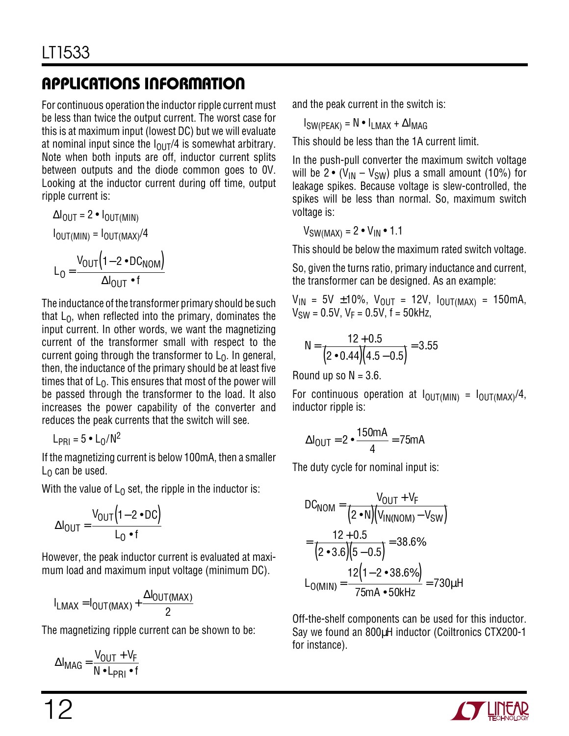## APPLICATIONS INFORMATION

For continuous operation the inductor ripple current must be less than twice the output current. The worst case for this is at maximum input (lowest DC) but we will evaluate at nominal input since the $I_{OUT}/4$ is somewhat arbitrary. Note when both inputs are off, inductor current splits between outputs and the diode common goes to 0V. Looking at the inductor current during off time, output ripple current is:

$$\Delta I_{OUT} = 2 \bullet I_{OUT(MIN)}$$

$$I_{OUT(MIN)} = I_{OUT(MAX)}/4$$

$$L_O = \frac{V_{OUT}(1 - 2 \bullet DC_{NOM})}{\Delta I_{OUT} \bullet f}$$

The inductance of the transformer primary should be such that $L_O$, when reflected into the primary, dominates the input current. In other words, we want the magnetizing current of the transformer small with respect to the current going through the transformer to $L_O$. In general, then, the inductance of the primary should be at least five times that of $L_O$. This ensures that most of the power will be passed through the transformer to the load. It also increases the power capability of the converter and reduces the peak currents that the switch will see.

$$L_{PRI} = 5 \bullet L_O/N^2$$

If the magnetizing current is below 100mA, then a smaller $L_O$ can be used.

With the value of $L_O$ set, the ripple in the inductor is:

$$\Delta I_{OUT} = \frac{V_{OUT}(1 - 2 \bullet DC)}{L_O \bullet f}$$

However, the peak inductor current is evaluated at maximum load and maximum input voltage (minimum DC).

$$I_{LMAX} = I_{OUT(MAX)} + \frac{\Delta I_{OUT(MAX)}}{2}$$

The magnetizing ripple current can be shown to be:

$$\Delta I_{MAG} = \frac{V_{OUT} + V_F}{N \bullet L_{PRI} \bullet f}$$

and the peak current in the switch is:

$$I_{SW(PEAK)} = N \bullet I_{LMAX} + \Delta I_{MAG}$$

This should be less than the 1A current limit.

In the push-pull converter the maximum switch voltage will be $2 \bullet (V_{IN} - V_{SW})$ plus a small amount (10%) for leakage spikes. Because voltage is slew-controlled, the spikes will be less than normal. So, maximum switch voltage is:

$$V_{SW(MAX)} = 2 \bullet V_{IN} \bullet 1.1$$

This should be below the maximum rated switch voltage.

So, given the turns ratio, primary inductance and current, the transformer can be designed. As an example:

$V_{IN}$ = 5V ±10%, $V_{OUT}$ = 12V, $I_{OUT(MAX)}$ = 150mA, $V_{SW}$ = 0.5V, $V_F$ = 0.5V, f = 50kHz,

$$N = \frac{12 + 0.5}{(2 \bullet 0.44)(4.5 - 0.5)} = 3.55$$

Round up so N = 3.6.

For continuous operation at $I_{OUT(MIN)} = I_{OUT(MAX)}/4$, inductor ripple is:

$$\Delta I_{OUT} = 2 \bullet \frac{150mA}{4} = 75mA$$

The duty cycle for nominal input is:

$$DC_{NOM} = \frac{V_{OUT} + V_F}{(2 \bullet N)(V_{IN(NOM)} - V_{SW})}$$

$$= \frac{12 + 0.5}{(2 \bullet 3.6)(5 - 0.5)} = 38.6\%$$

$$L_{O(MIN)} = \frac{12(1 - 2 \bullet 38.6\%)}{75mA \bullet 50kHz} = 730\mu H$$

Off-the-shelf components can be used for this inductor. Say we found an 800µH inductor (Coiltronics CTX200-1 for instance).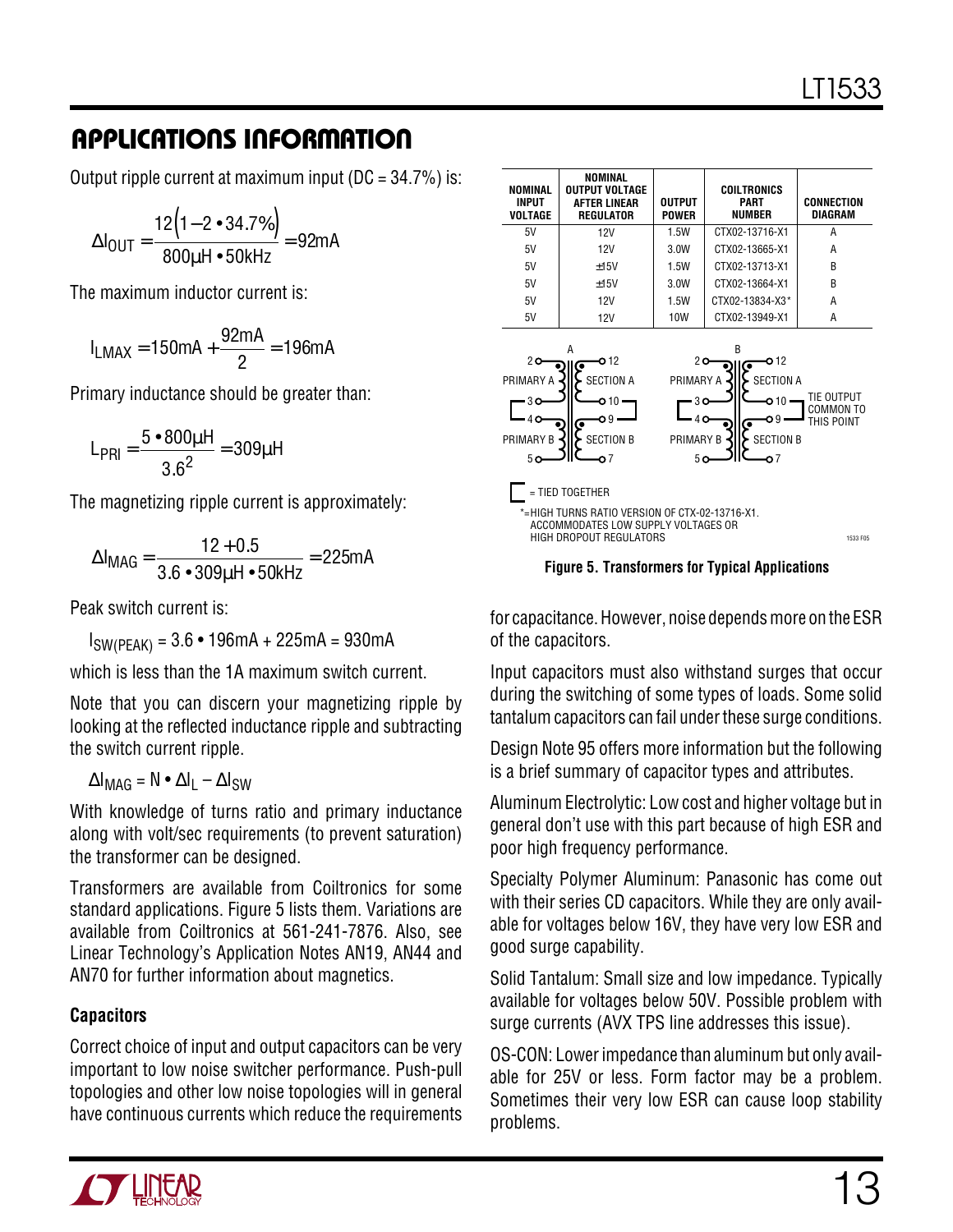## APPLICATIONS INFORMATION

Output ripple current at maximum input (DC = 34.7%) is:

$$\Delta I_{OUT} = \frac{12(1 - 2 \cdot 34.7\%)}{800\mu H \cdot 50kHz} = 92mA$$

The maximum inductor current is:

$$I_{LMAX} = 150mA + \frac{92mA}{2} = 196mA$$

Primary inductance should be greater than:

$$L_{PRI} = \frac{5 \cdot 800\mu H}{3.6^2} = 309\mu H$$

The magnetizing ripple current is approximately:

$$\Delta I_{MAG} = \frac{12 + 0.5}{3.6 \cdot 309\mu H \cdot 50kHz} = 225mA$$

Peak switch current is:

$I_{SW(PEAK)}$ = 3.6 • 196mA + 225mA = 930mA

which is less than the 1A maximum switch current.

Note that you can discern your magnetizing ripple by looking at the reflected inductance ripple and subtracting the switch current ripple.

$\Delta I_{MAG} = N \cdot \Delta I_L - \Delta I_{SW}$

With knowledge of turns ratio and primary inductance along with volt/sec requirements (to prevent saturation) the transformer can be designed.

Transformers are available from Coiltronics for some standard applications. Figure 5 lists them. Variations are available from Coiltronics at 561-241-7876. Also, see Linear Technology's Application Notes AN19, AN44 and AN70 for further information about magnetics.

| NOMINAL INPUT VOLTAGE | NOMINAL OUTPUT VOLTAGE AFTER LINEAR REGULATOR | OUTPUT POWER | COILTRONICS PART NUMBER | CONNECTION DIAGRAM |
|---|---|---|---|---|
| 5V | 12V | 1.5W | CTX02-13716-X1 | A |
| 5V | 12V | 3.0W | CTX02-13665-X1 | A |
| 5V | ±15V | 1.5W | CTX02-13713-X1 | B |
| 5V | ±15V | 3.0W | CTX02-13664-X1 | B |
| 5V | 12V | 1.5W | CTX02-13834-X3* | A |
| 5V | 12V | 10W | CTX02-13949-X1 | A |

A: PRIMARY A (pins 2, 3), PRIMARY B (pins 4, 5), SECTION A (pins 12, 10), SECTION B (pins 9, 7)

B: PRIMARY A (pins 2, 3), PRIMARY B (pins 4, 5), SECTION A (pins 12, 10), SECTION B (pins 9, 7) — TIE OUTPUT COMMON TO THIS POINT

⎣ = TIED TOGETHER

*=HIGH TURNS RATIO VERSION OF CTX-02-13716-X1. ACCOMMODATES LOW SUPPLY VOLTAGES OR HIGH DROPOUT REGULATORS

**Figure 5. Transformers for Typical Applications**

### Capacitors

Correct choice of input and output capacitors can be very important to low noise switcher performance. Push-pull topologies and other low noise topologies will in general have continuous currents which reduce the requirements for capacitance. However, noise depends more on the ESR of the capacitors.

Input capacitors must also withstand surges that occur during the switching of some types of loads. Some solid tantalum capacitors can fail under these surge conditions.

Design Note 95 offers more information but the following is a brief summary of capacitor types and attributes.

Aluminum Electrolytic: Low cost and higher voltage but in general don't use with this part because of high ESR and poor high frequency performance.

Specialty Polymer Aluminum: Panasonic has come out with their series CD capacitors. While they are only available for voltages below 16V, they have very low ESR and good surge capability.

Solid Tantalum: Small size and low impedance. Typically available for voltages below 50V. Possible problem with surge currents (AVX TPS line addresses this issue).

OS-CON: Lower impedance than aluminum but only available for 25V or less. Form factor may be a problem. Sometimes their very low ESR can cause loop stability problems.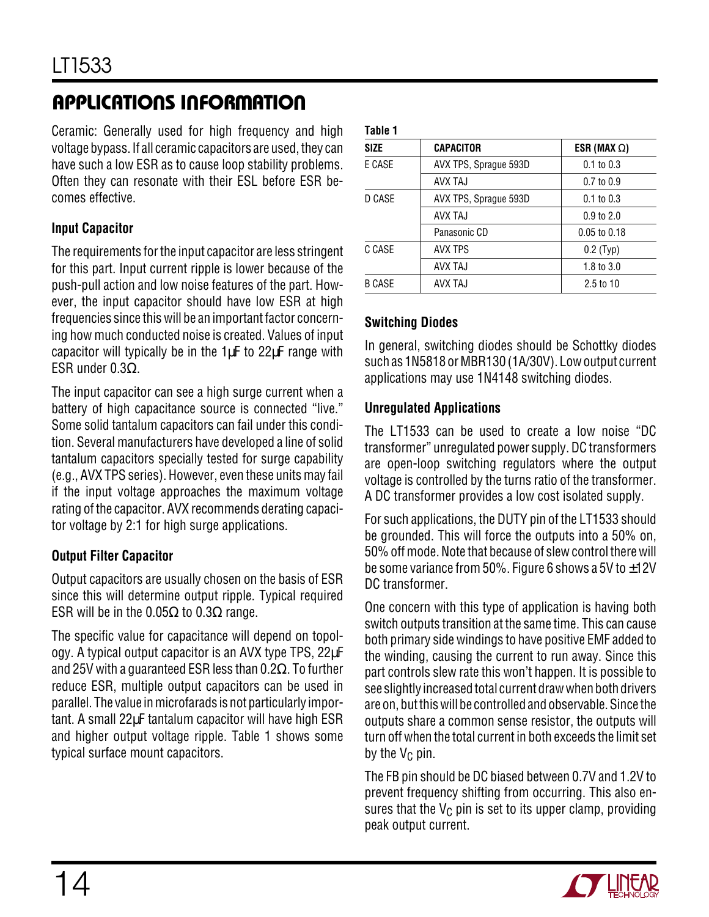## APPLICATIONS INFORMATION

Ceramic: Generally used for high frequency and high voltage bypass. If all ceramic capacitors are used, they can have such a low ESR as to cause loop stability problems. Often they can resonate with their ESL before ESR becomes effective.

### Input Capacitor

The requirements for the input capacitor are less stringent for this part. Input current ripple is lower because of the push-pull action and low noise features of the part. However, the input capacitor should have low ESR at high frequencies since this will be an important factor concerning how much conducted noise is created. Values of input capacitor will typically be in the 1µF to 22µF range with ESR under 0.3Ω.

The input capacitor can see a high surge current when a battery of high capacitance source is connected "live." Some solid tantalum capacitors can fail under this condition. Several manufacturers have developed a line of solid tantalum capacitors specially tested for surge capability (e.g., AVX TPS series). However, even these units may fail if the input voltage approaches the maximum voltage rating of the capacitor. AVX recommends derating capacitor voltage by 2:1 for high surge applications.

### Output Filter Capacitor

Output capacitors are usually chosen on the basis of ESR since this will determine output ripple. Typical required ESR will be in the 0.05Ω to 0.3Ω range.

The specific value for capacitance will depend on topology. A typical output capacitor is an AVX type TPS, 22µF and 25V with a guaranteed ESR less than 0.2Ω. To further reduce ESR, multiple output capacitors can be used in parallel. The value in microfarads is not particularly important. A small 22µF tantalum capacitor will have high ESR and higher output voltage ripple. Table 1 shows some typical surface mount capacitors.

**Table 1**

| SIZE | CAPACITOR | ESR (MAX Ω) |
|---|---|---|
| E CASE | AVX TPS, Sprague 593D | 0.1 to 0.3 |
| | AVX TAJ | 0.7 to 0.9 |
| D CASE | AVX TPS, Sprague 593D | 0.1 to 0.3 |
| | AVX TAJ | 0.9 to 2.0 |
| | Panasonic CD | 0.05 to 0.18 |
| C CASE | AVX TPS | 0.2 (Typ) |
| | AVX TAJ | 1.8 to 3.0 |
| B CASE | AVX TAJ | 2.5 to 10 |

### Switching Diodes

In general, switching diodes should be Schottky diodes such as 1N5818 or MBR130 (1A/30V). Low output current applications may use 1N4148 switching diodes.

### Unregulated Applications

The LT1533 can be used to create a low noise "DC transformer" unregulated power supply. DC transformers are open-loop switching regulators where the output voltage is controlled by the turns ratio of the transformer. A DC transformer provides a low cost isolated supply.

For such applications, the DUTY pin of the LT1533 should be grounded. This will force the outputs into a 50% on, 50% off mode. Note that because of slew control there will be some variance from 50%. Figure 6 shows a 5V to ±12V DC transformer.

One concern with this type of application is having both switch outputs transition at the same time. This can cause both primary side windings to have positive EMF added to the winding, causing the current to run away. Since this part controls slew rate this won't happen. It is possible to see slightly increased total current draw when both drivers are on, but this will be controlled and observable. Since the outputs share a common sense resistor, the outputs will turn off when the total current in both exceeds the limit set by the $V_C$ pin.

The FB pin should be DC biased between 0.7V and 1.2V to prevent frequency shifting from occurring. This also ensures that the $V_C$ pin is set to its upper clamp, providing peak output current.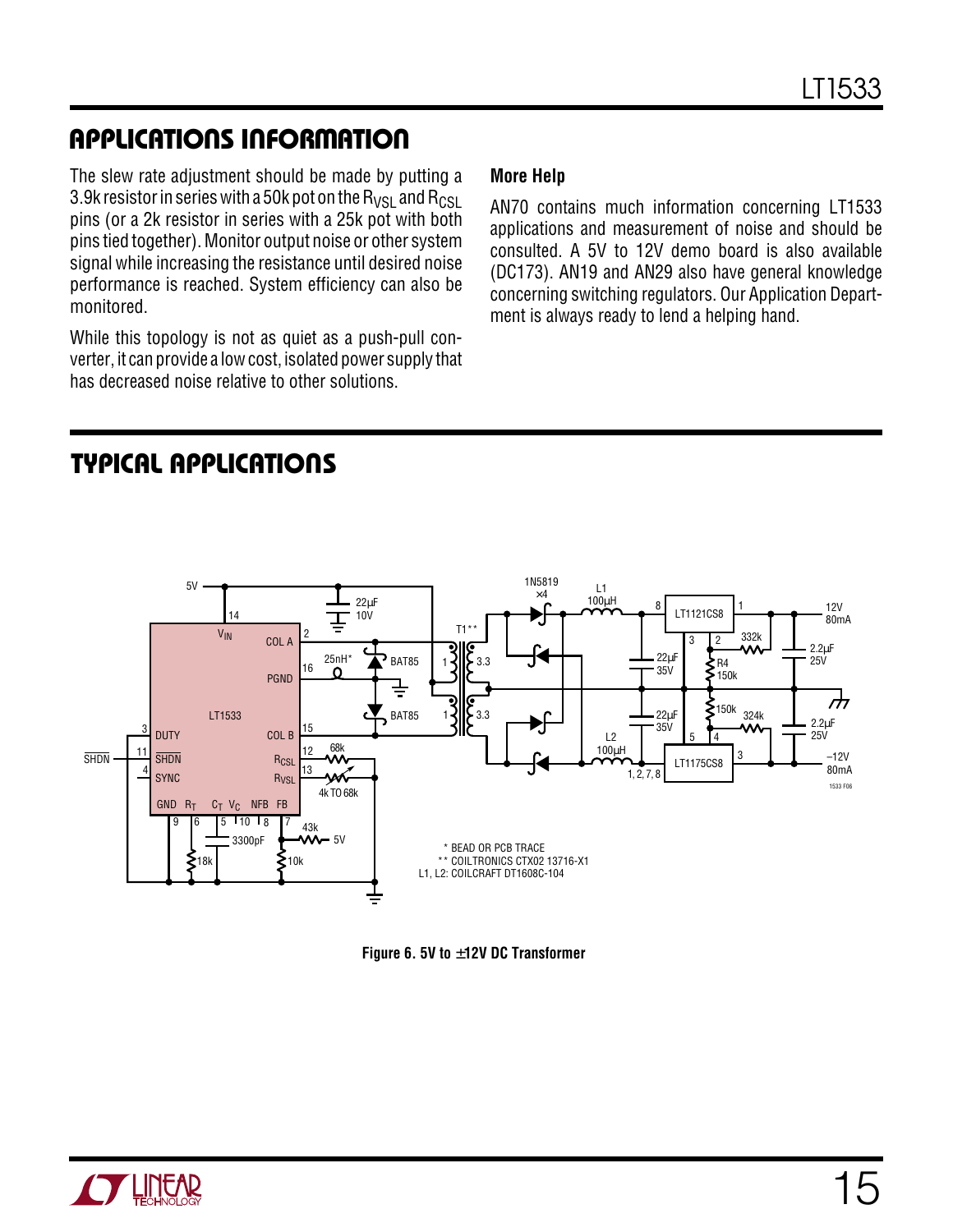## APPLICATIONS INFORMATION

The slew rate adjustment should be made by putting a 3.9k resistor in series with a 50k pot on the $R_{VSL}$ and $R_{CSL}$ pins (or a 2k resistor in series with a 25k pot with both pins tied together). Monitor output noise or other system signal while increasing the resistance until desired noise performance is reached. System efficiency can also be monitored.

While this topology is not as quiet as a push-pull converter, it can provide a low cost, isolated power supply that has decreased noise relative to other solutions.

### More Help

AN70 contains much information concerning LT1533 applications and measurement of noise and should be consulted. A 5V to 12V demo board is also available (DC173). AN19 and AN29 also have general knowledge concerning switching regulators. Our Application Department is always ready to lend a helping hand.

## TYPICAL APPLICATIONS

\* BEAD OR PCB TRACE
\*\* COILTRONICS CTX02 13716-X1
L1, L2: COILCRAFT DT1608C-104

**Figure 6. 5V to ±12V DC Transformer**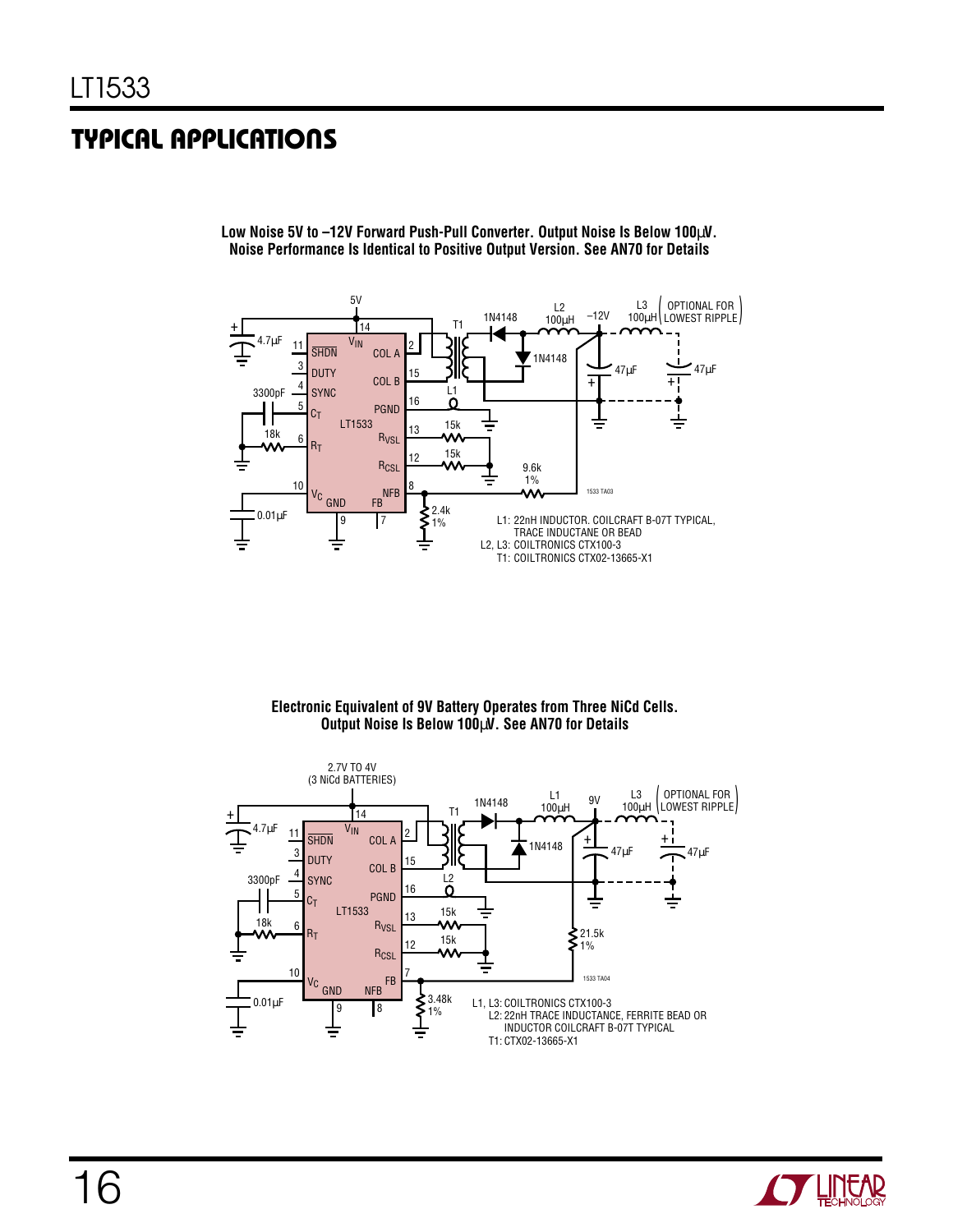## TYPICAL APPLICATIONS

**Low Noise 5V to –12V Forward Push-Pull Converter. Output Noise Is Below 100µV. Noise Performance Is Identical to Positive Output Version. See AN70 for Details**

L1: 22nH INDUCTOR. COILCRAFT B-07T TYPICAL, TRACE INDUCTANE OR BEAD
L2, L3: COILTRONICS CTX100-3
T1: COILTRONICS CTX02-13665-X1

**Electronic Equivalent of 9V Battery Operates from Three NiCd Cells. Output Noise Is Below 100µV. See AN70 for Details**

L1, L3: COILTRONICS CTX100-3
L2: 22nH TRACE INDUCTANCE, FERRITE BEAD OR INDUCTOR COILCRAFT B-07T TYPICAL
T1: CTX02-13665-X1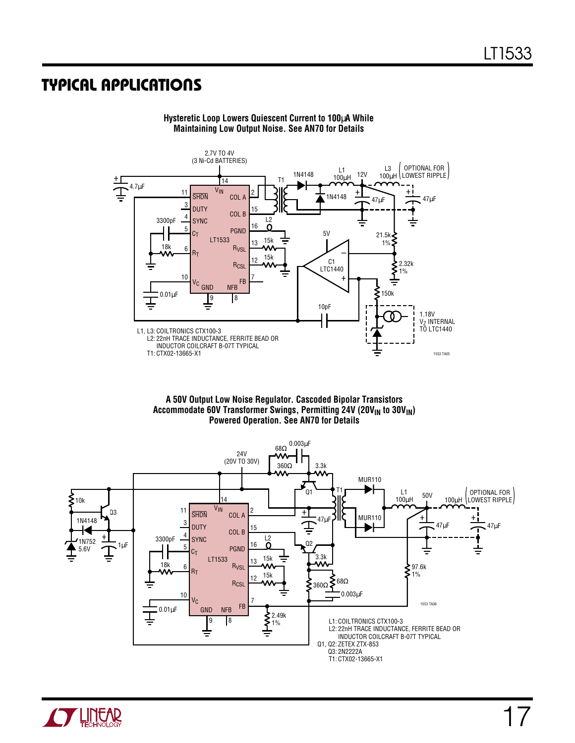## TYPICAL APPLICATIONS

**Hysteretic Loop Lowers Quiescent Current to 100µA While Maintaining Low Output Noise. See AN70 for Details**

L1, L3: COILTRONICS CTX100-3
L2: 22nH TRACE INDUCTANCE, FERRITE BEAD OR INDUCTOR COILCRAFT B-07T TYPICAL
T1: CTX02-13665-X1

**A 50V Output Low Noise Regulator. Cascoded Bipolar Transistors Accommodate 60V Transformer Swings, Permitting 24V ($20V_{IN}$ to $30V_{IN}$) Powered Operation. See AN70 for Details**

L1: COILTRONICS CTX100-3
L2: 22nH TRACE INDUCTANCE, FERRITE BEAD OR INDUCTOR COILCRAFT B-07T TYPICAL
Q1, Q2: ZETEX ZTX-853
Q3: 2N2222A
T1: CTX02-13665-X1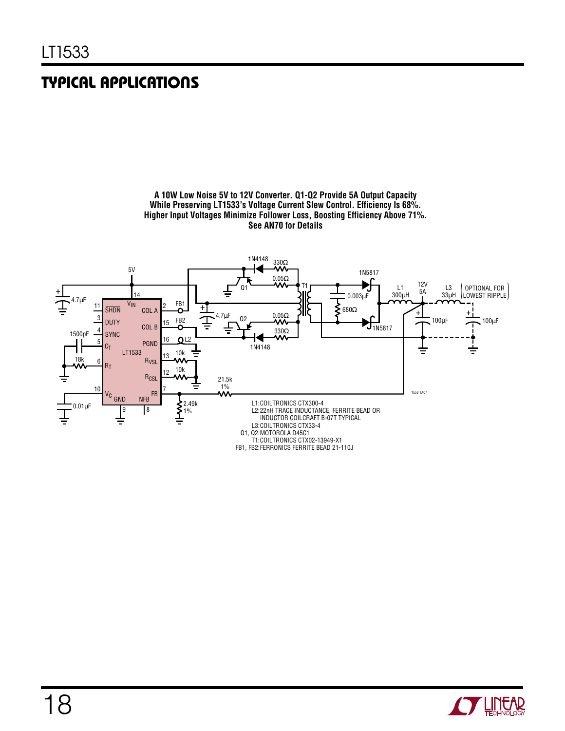## TYPICAL APPLICATIONS

**A 10W Low Noise 5V to 12V Converter. Q1-Q2 Provide 5A Output Capacity While Preserving LT1533's Voltage Current Slew Control. Efficiency Is 68%. Higher Input Voltages Minimize Follower Loss, Boosting Efficiency Above 71%. See AN70 for Details**

L1: COILTRONICS CTX300-4
L2: 22nH TRACE INDUCTANCE, FERRITE BEAD OR INDUCTOR COILCRAFT B-07T TYPICAL
L3: COILTRONICS CTX33-4
Q1, Q2: MOTOROLA D45C1
T1: COILTRONICS CTX02-13949-X1
FB1, FB2: FERRONICS FERRITE BEAD 21-110J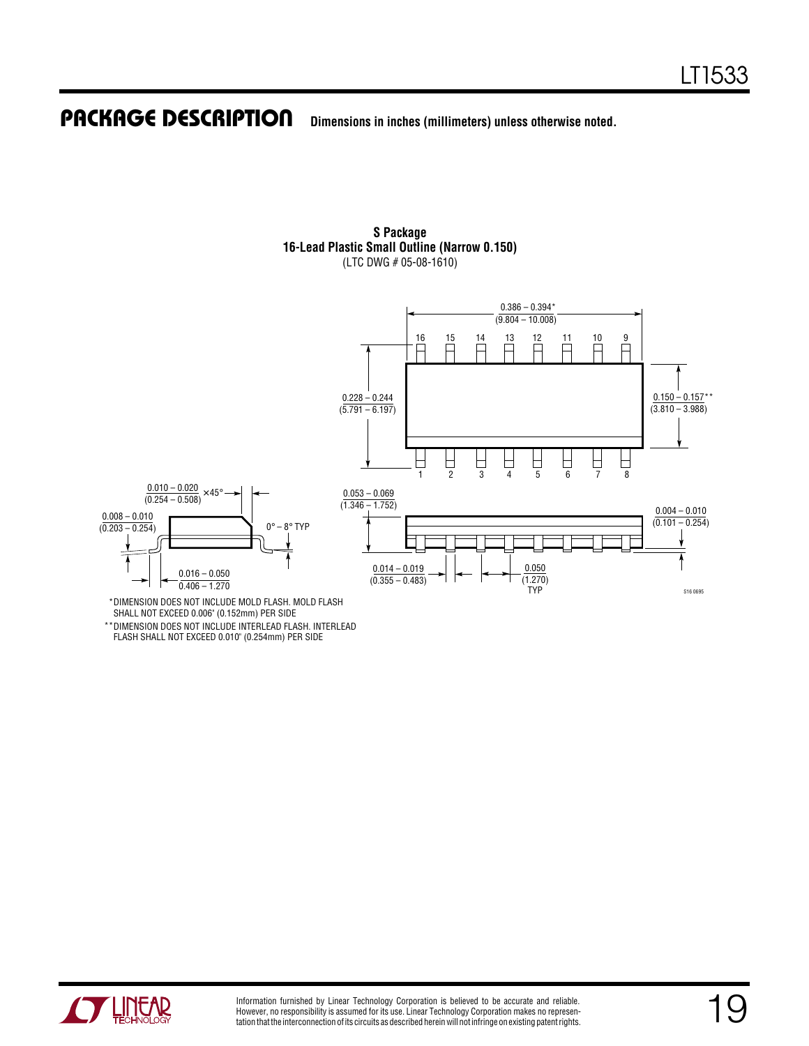## PACKAGE DESCRIPTION

Dimensions in inches (millimeters) unless otherwise noted.

**S Package**
**16-Lead Plastic Small Outline (Narrow 0.150)**
(LTC DWG # 05-08-1610)

0.386 – 0.394*
(9.804 – 10.008)

16 15 14 13 12 11 10 9

0.228 – 0.244
(5.791 – 6.197)

0.150 – 0.157**
(3.810 – 3.988)

1 2 3 4 5 6 7 8

0.010 – 0.020
(0.254 – 0.508) × 45°

0.008 – 0.010
(0.203 – 0.254)

0° – 8° TYP

0.016 – 0.050
0.406 – 1.270

0.053 – 0.069
(1.346 – 1.752)

0.004 – 0.010
(0.101 – 0.254)

0.014 – 0.019
(0.355 – 0.483)

0.050
(1.270)
TYP

S16 0695

*DIMENSION DOES NOT INCLUDE MOLD FLASH. MOLD FLASH SHALL NOT EXCEED 0.006" (0.152mm) PER SIDE

**DIMENSION DOES NOT INCLUDE INTERLEAD FLASH. INTERLEAD FLASH SHALL NOT EXCEED 0.010" (0.254mm) PER SIDE

Information furnished by Linear Technology Corporation is believed to be accurate and reliable. However, no responsibility is assumed for its use. Linear Technology Corporation makes no representation that the interconnection of its circuits as described herein will not infringe on existing patent rights.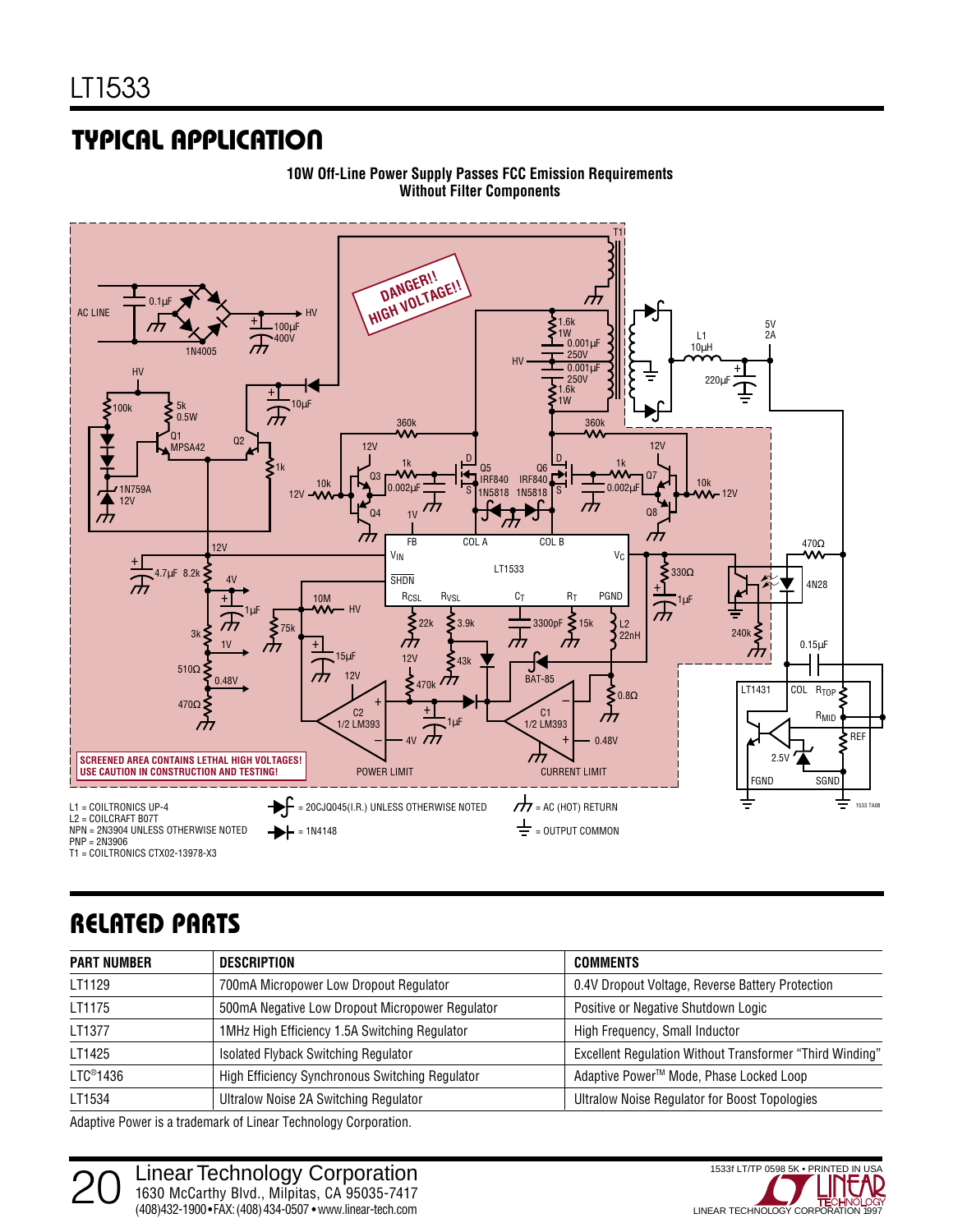## TYPICAL APPLICATION

**10W Off-Line Power Supply Passes FCC Emission Requirements Without Filter Components**

DANGER!! HIGH VOLTAGE!!

SCREENED AREA CONTAINS LETHAL HIGH VOLTAGES! USE CAUTION IN CONSTRUCTION AND TESTING!

L1 = COILTRONICS UP-4
L2 = COILCRAFT B07T
NPN = 2N3904 UNLESS OTHERWISE NOTED
PNP = 2N3906
T1 = COILTRONICS CTX02-13978-X3

= 20CJQ045(I.R.) UNLESS OTHERWISE NOTED
= 1N4148
= AC (HOT) RETURN
= OUTPUT COMMON

## RELATED PARTS

| PART NUMBER | DESCRIPTION | COMMENTS |
|---|---|---|
| LT1129 | 700mA Micropower Low Dropout Regulator | 0.4V Dropout Voltage, Reverse Battery Protection |
| LT1175 | 500mA Negative Low Dropout Micropower Regulator | Positive or Negative Shutdown Logic |
| LT1377 | 1MHz High Efficiency 1.5A Switching Regulator | High Frequency, Small Inductor |
| LT1425 | Isolated Flyback Switching Regulator | Excellent Regulation Without Transformer "Third Winding" |
| LTC®1436 | High Efficiency Synchronous Switching Regulator | Adaptive Power™ Mode, Phase Locked Loop |
| LT1534 | Ultralow Noise 2A Switching Regulator | Ultralow Noise Regulator for Boost Topologies |

Adaptive Power is a trademark of Linear Technology Corporation.

Linear Technology Corporation
1630 McCarthy Blvd., Milpitas, CA 95035-7417
(408)432-1900 • FAX: (408) 434-0507 • www.linear-tech.com

1533f LT/TP 0598 5K • PRINTED IN USA
© LINEAR TECHNOLOGY CORPORATION 1997